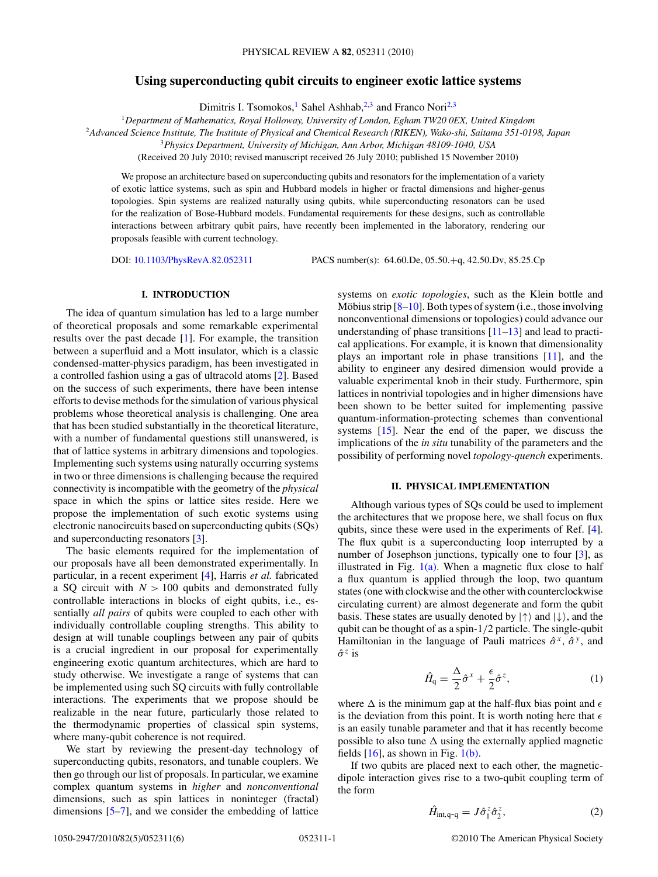# Using superconducting qubit circuits to engineer exotic lattice systems

Dimitris I. Tsomokos,[1] Sahel Ashhab,[2,3] and Franco Nori[2,3]

[1]*Department of Mathematics, Royal Holloway, University of London, Egham TW20 0EX, United Kingdom*
[2]*Advanced Science Institute, The Institute of Physical and Chemical Research (RIKEN), Wako-shi, Saitama 351-0198, Japan*
[3]*Physics Department, University of Michigan, Ann Arbor, Michigan 48109-1040, USA*

(Received 20 July 2010; revised manuscript received 26 July 2010; published 15 November 2010)

We propose an architecture based on superconducting qubits and resonators for the implementation of a variety of exotic lattice systems, such as spin and Hubbard models in higher or fractal dimensions and higher-genus topologies. Spin systems are realized naturally using qubits, while superconducting resonators can be used for the realization of Bose-Hubbard models. Fundamental requirements for these designs, such as controllable interactions between arbitrary qubit pairs, have recently been implemented in the laboratory, rendering our proposals feasible with current technology.

DOI: 10.1103/PhysRevA.82.052311 PACS number(s): 64.60.De, 05.50.+q, 42.50.Dv, 85.25.Cp

## I. INTRODUCTION

The idea of quantum simulation has led to a large number of theoretical proposals and some remarkable experimental results over the past decade [1]. For example, the transition between a superfluid and a Mott insulator, which is a classic condensed-matter-physics paradigm, has been investigated in a controlled fashion using a gas of ultracold atoms [2]. Based on the success of such experiments, there have been intense efforts to devise methods for the simulation of various physical problems whose theoretical analysis is challenging. One area that has been studied substantially in the theoretical literature, with a number of fundamental questions still unanswered, is that of lattice systems in arbitrary dimensions and topologies. Implementing such systems using naturally occurring systems in two or three dimensions is challenging because the required connectivity is incompatible with the geometry of the *physical* space in which the spins or lattice sites reside. Here we propose the implementation of such exotic systems using electronic nanocircuits based on superconducting qubits (SQs) and superconducting resonators [3].

The basic elements required for the implementation of our proposals have all been demonstrated experimentally. In particular, in a recent experiment [4], Harris *et al.* fabricated a SQ circuit with $N > 100$ qubits and demonstrated fully controllable interactions in blocks of eight qubits, i.e., essentially *all pairs* of qubits were coupled to each other with individually controllable coupling strengths. This ability to design at will tunable couplings between any pair of qubits is a crucial ingredient in our proposal for experimentally engineering exotic quantum architectures, which are hard to study otherwise. We investigate a range of systems that can be implemented using such SQ circuits with fully controllable interactions. The experiments that we propose should be realizable in the near future, particularly those related to the thermodynamic properties of classical spin systems, where many-qubit coherence is not required.

We start by reviewing the present-day technology of superconducting qubits, resonators, and tunable couplers. We then go through our list of proposals. In particular, we examine complex quantum systems in *higher* and *nonconventional* dimensions, such as spin lattices in noninteger (fractal) dimensions [5–7], and we consider the embedding of lattice systems on *exotic topologies*, such as the Klein bottle and Möbius strip [8–10]. Both types of system (i.e., those involving nonconventional dimensions or topologies) could advance our understanding of phase transitions [11–13] and lead to practical applications. For example, it is known that dimensionality plays an important role in phase transitions [11], and the ability to engineer any desired dimension would provide a valuable experimental knob in their study. Furthermore, spin lattices in nontrivial topologies and in higher dimensions have been shown to be better suited for implementing passive quantum-information-protecting schemes than conventional systems [15]. Near the end of the paper, we discuss the implications of the *in situ* tunability of the parameters and the possibility of performing novel *topology-quench* experiments.

## II. PHYSICAL IMPLEMENTATION

Although various types of SQs could be used to implement the architectures that we propose here, we shall focus on flux qubits, since these were used in the experiments of Ref. [4]. The flux qubit is a superconducting loop interrupted by a number of Josephson junctions, typically one to four [3], as illustrated in Fig. 1(a). When a magnetic flux close to half a flux quantum is applied through the loop, two quantum states (one with clockwise and the other with counterclockwise circulating current) are almost degenerate and form the qubit basis. These states are usually denoted by $|\uparrow\rangle$ and $|\downarrow\rangle$, and the qubit can be thought of as a spin-1/2 particle. The single-qubit Hamiltonian in the language of Pauli matrices $\hat{\sigma}^x$, $\hat{\sigma}^y$, and $\hat{\sigma}^z$ is

$$\hat{H}_{\text{q}} = \frac{\Delta}{2}\hat{\sigma}^x + \frac{\epsilon}{2}\hat{\sigma}^z, \tag{1}$$

where $\Delta$ is the minimum gap at the half-flux bias point and $\epsilon$ is the deviation from this point. It is worth noting here that $\epsilon$ is an easily tunable parameter and that it has recently become possible to also tune $\Delta$ using the externally applied magnetic fields [16], as shown in Fig. 1(b).

If two qubits are placed next to each other, the magnetic-dipole interaction gives rise to a two-qubit coupling term of the form

$$\hat{H}_{\text{int,q-q}} = J\hat{\sigma}_1^z\hat{\sigma}_2^z, \tag{2}$$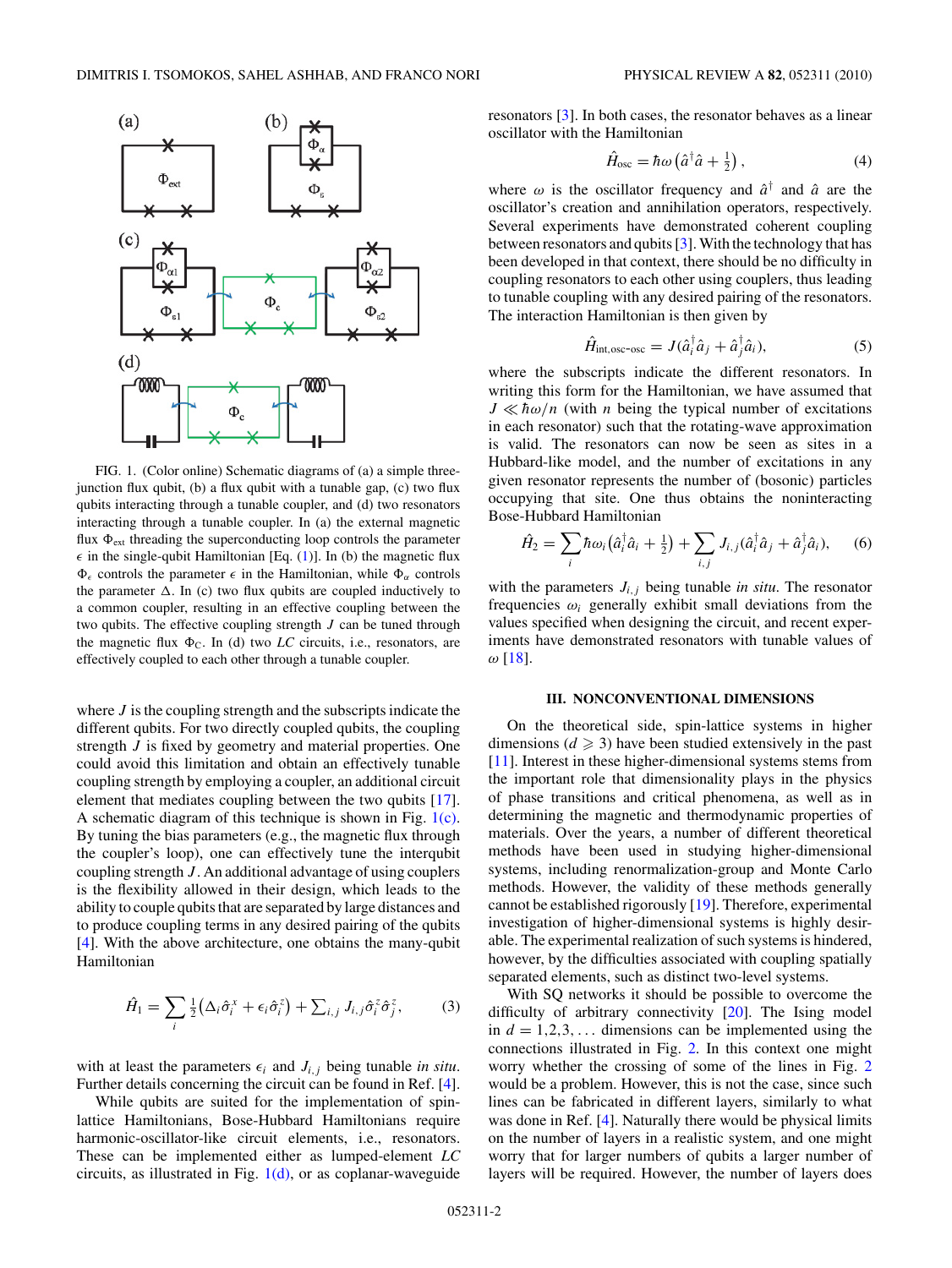FIG. 1. (Color online) Schematic diagrams of (a) a simple three-junction flux qubit, (b) a flux qubit with a tunable gap, (c) two flux qubits interacting through a tunable coupler, and (d) two resonators interacting through a tunable coupler. In (a) the external magnetic flux $\Phi_{\text{ext}}$ threading the superconducting loop controls the parameter $\epsilon$ in the single-qubit Hamiltonian [Eq. (1)]. In (b) the magnetic flux $\Phi_\epsilon$ controls the parameter $\epsilon$ in the Hamiltonian, while $\Phi_\alpha$ controls the parameter $\Delta$. In (c) two flux qubits are coupled inductively to a common coupler, resulting in an effective coupling between the two qubits. The effective coupling strength $J$ can be tuned through the magnetic flux $\Phi_C$. In (d) two $LC$ circuits, i.e., resonators, are effectively coupled to each other through a tunable coupler.

where $J$ is the coupling strength and the subscripts indicate the different qubits. For two directly coupled qubits, the coupling strength $J$ is fixed by geometry and material properties. One could avoid this limitation and obtain an effectively tunable coupling strength by employing a coupler, an additional circuit element that mediates coupling between the two qubits [17]. A schematic diagram of this technique is shown in Fig. 1(c). By tuning the bias parameters (e.g., the magnetic flux through the coupler's loop), one can effectively tune the interqubit coupling strength $J$. An additional advantage of using couplers is the flexibility allowed in their design, which leads to the ability to couple qubits that are separated by large distances and to produce coupling terms in any desired pairing of the qubits [4]. With the above architecture, one obtains the many-qubit Hamiltonian

$$\hat{H}_1 = \sum_i \tfrac{1}{2}\left(\Delta_i \hat{\sigma}_i^x + \epsilon_i \hat{\sigma}_i^z\right) + \textstyle\sum_{i,j} J_{i,j}\hat{\sigma}_i^z\hat{\sigma}_j^z, \tag{3}$$

with at least the parameters $\epsilon_i$ and $J_{i,j}$ being tunable *in situ*. Further details concerning the circuit can be found in Ref. [4].

While qubits are suited for the implementation of spin-lattice Hamiltonians, Bose-Hubbard Hamiltonians require harmonic-oscillator-like circuit elements, i.e., resonators. These can be implemented either as lumped-element $LC$ circuits, as illustrated in Fig. 1(d), or as coplanar-waveguide resonators [3]. In both cases, the resonator behaves as a linear oscillator with the Hamiltonian

$$\hat{H}_{\text{osc}} = \hbar\omega\left(\hat{a}^\dagger\hat{a} + \tfrac{1}{2}\right), \tag{4}$$

where $\omega$ is the oscillator frequency and $\hat{a}^\dagger$ and $\hat{a}$ are the oscillator's creation and annihilation operators, respectively. Several experiments have demonstrated coherent coupling between resonators and qubits [3]. With the technology that has been developed in that context, there should be no difficulty in coupling resonators to each other using couplers, thus leading to tunable coupling with any desired pairing of the resonators. The interaction Hamiltonian is then given by

$$\hat{H}_{\text{int,osc-osc}} = J(\hat{a}_i^\dagger\hat{a}_j + \hat{a}_j^\dagger\hat{a}_i), \tag{5}$$

where the subscripts indicate the different resonators. In writing this form for the Hamiltonian, we have assumed that $J \ll \hbar\omega/n$ (with $n$ being the typical number of excitations in each resonator) such that the rotating-wave approximation is valid. The resonators can now be seen as sites in a Hubbard-like model, and the number of excitations in any given resonator represents the number of (bosonic) particles occupying that site. One thus obtains the noninteracting Bose-Hubbard Hamiltonian

$$\hat{H}_2 = \sum_i \hbar\omega_i\left(\hat{a}_i^\dagger\hat{a}_i + \tfrac{1}{2}\right) + \sum_{i,j} J_{i,j}(\hat{a}_i^\dagger\hat{a}_j + \hat{a}_j^\dagger\hat{a}_i), \tag{6}$$

with the parameters $J_{i,j}$ being tunable *in situ*. The resonator frequencies $\omega_i$ generally exhibit small deviations from the values specified when designing the circuit, and recent experiments have demonstrated resonators with tunable values of $\omega$ [18].

## III. NONCONVENTIONAL DIMENSIONS

On the theoretical side, spin-lattice systems in higher dimensions ($d \geqslant 3$) have been studied extensively in the past [11]. Interest in these higher-dimensional systems stems from the important role that dimensionality plays in the physics of phase transitions and critical phenomena, as well as in determining the magnetic and thermodynamic properties of materials. Over the years, a number of different theoretical methods have been used in studying higher-dimensional systems, including renormalization-group and Monte Carlo methods. However, the validity of these methods generally cannot be established rigorously [19]. Therefore, experimental investigation of higher-dimensional systems is highly desirable. The experimental realization of such systems is hindered, however, by the difficulties associated with coupling spatially separated elements, such as distinct two-level systems.

With SQ networks it should be possible to overcome the difficulty of arbitrary connectivity [20]. The Ising model in $d = 1,2,3,\ldots$ dimensions can be implemented using the connections illustrated in Fig. 2. In this context one might worry whether the crossing of some of the lines in Fig. 2 would be a problem. However, this is not the case, since such lines can be fabricated in different layers, similarly to what was done in Ref. [4]. Naturally there would be physical limits on the number of layers in a realistic system, and one might worry that for larger numbers of qubits a larger number of layers will be required. However, the number of layers does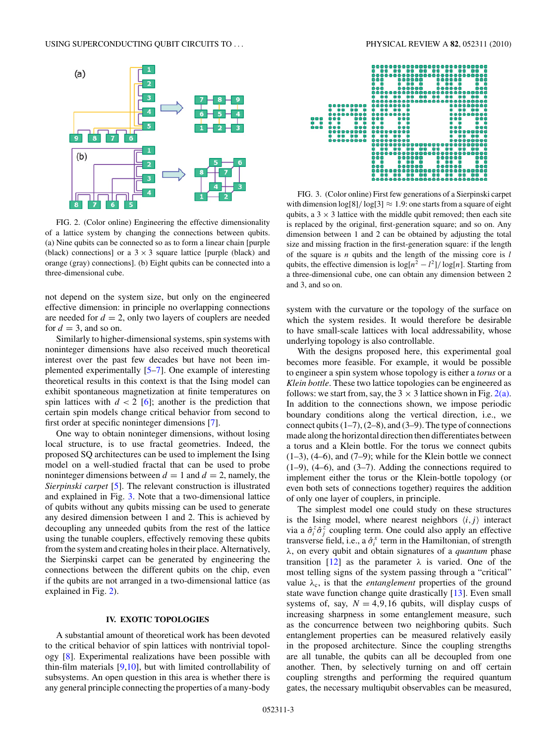FIG. 2. (Color online) Engineering the effective dimensionality of a lattice system by changing the connections between qubits. (a) Nine qubits can be connected so as to form a linear chain [purple (black) connections] or a $3 \times 3$ square lattice [purple (black) and orange (gray) connections]. (b) Eight qubits can be connected into a three-dimensional cube.

not depend on the system size, but only on the engineered effective dimension: in principle no overlapping connections are needed for $d = 2$, only two layers of couplers are needed for $d = 3$, and so on.

Similarly to higher-dimensional systems, spin systems with noninteger dimensions have also received much theoretical interest over the past few decades but have not been implemented experimentally [5–7]. One example of interesting theoretical results in this context is that the Ising model can exhibit spontaneous magnetization at finite temperatures on spin lattices with $d < 2$ [6]; another is the prediction that certain spin models change critical behavior from second to first order at specific noninteger dimensions [7].

One way to obtain noninteger dimensions, without losing local structure, is to use fractal geometries. Indeed, the proposed SQ architectures can be used to implement the Ising model on a well-studied fractal that can be used to probe noninteger dimensions between $d = 1$ and $d = 2$, namely, the *Sierpinski carpet* [5]. The relevant construction is illustrated and explained in Fig. 3. Note that a two-dimensional lattice of qubits without any qubits missing can be used to generate any desired dimension between 1 and 2. This is achieved by decoupling any unneeded qubits from the rest of the lattice using the tunable couplers, effectively removing these qubits from the system and creating holes in their place. Alternatively, the Sierpinski carpet can be generated by engineering the connections between the different qubits on the chip, even if the qubits are not arranged in a two-dimensional lattice (as explained in Fig. 2).

## IV. EXOTIC TOPOLOGIES

A substantial amount of theoretical work has been devoted to the critical behavior of spin lattices with nontrivial topology [8]. Experimental realizations have been possible with thin-film materials [9,10], but with limited controllability of subsystems. An open question in this area is whether there is any general principle connecting the properties of a many-body

FIG. 3. (Color online) First few generations of a Sierpinski carpet with dimension $\log[8]/\log[3] \approx 1.9$: one starts from a square of eight qubits, a $3 \times 3$ lattice with the middle qubit removed; then each site is replaced by the original, first-generation square; and so on. Any dimension between 1 and 2 can be obtained by adjusting the total size and missing fraction in the first-generation square: if the length of the square is $n$ qubits and the length of the missing core is $l$ qubits, the effective dimension is $\log[n^2 - l^2]/\log[n]$. Starting from a three-dimensional cube, one can obtain any dimension between 2 and 3, and so on.

system with the curvature or the topology of the surface on which the system resides. It would therefore be desirable to have small-scale lattices with local addressability, whose underlying topology is also controllable.

With the designs proposed here, this experimental goal becomes more feasible. For example, it would be possible to engineer a spin system whose topology is either a *torus* or a *Klein bottle*. These two lattice topologies can be engineered as follows: we start from, say, the $3 \times 3$ lattice shown in Fig. 2(a). In addition to the connections shown, we impose periodic boundary conditions along the vertical direction, i.e., we connect qubits (1–7), (2–8), and (3–9). The type of connections made along the horizontal direction then differentiates between a torus and a Klein bottle. For the torus we connect qubits (1–3), (4–6), and (7–9); while for the Klein bottle we connect (1–9), (4–6), and (3–7). Adding the connections required to implement either the torus or the Klein-bottle topology (or even both sets of connections together) requires the addition of only one layer of couplers, in principle.

The simplest model one could study on these structures is the Ising model, where nearest neighbors $\langle i,j \rangle$ interact via a $\hat{\sigma}_i^z \hat{\sigma}_j^z$ coupling term. One could also apply an effective transverse field, i.e., a $\hat{\sigma}_i^x$ term in the Hamiltonian, of strength $\lambda$, on every qubit and obtain signatures of a *quantum* phase transition [12] as the parameter $\lambda$ is varied. One of the most telling signs of the system passing through a "critical" value $\lambda_c$, is that the *entanglement* properties of the ground state wave function change quite drastically [13]. Even small systems of, say, $N = 4,9,16$ qubits, will display cusps of increasing sharpness in some entanglement measure, such as the concurrence between two neighboring qubits. Such entanglement properties can be measured relatively easily in the proposed architecture. Since the coupling strengths are all tunable, the qubits can all be decoupled from one another. Then, by selectively turning on and off certain coupling strengths and performing the required quantum gates, the necessary multiqubit observables can be measured,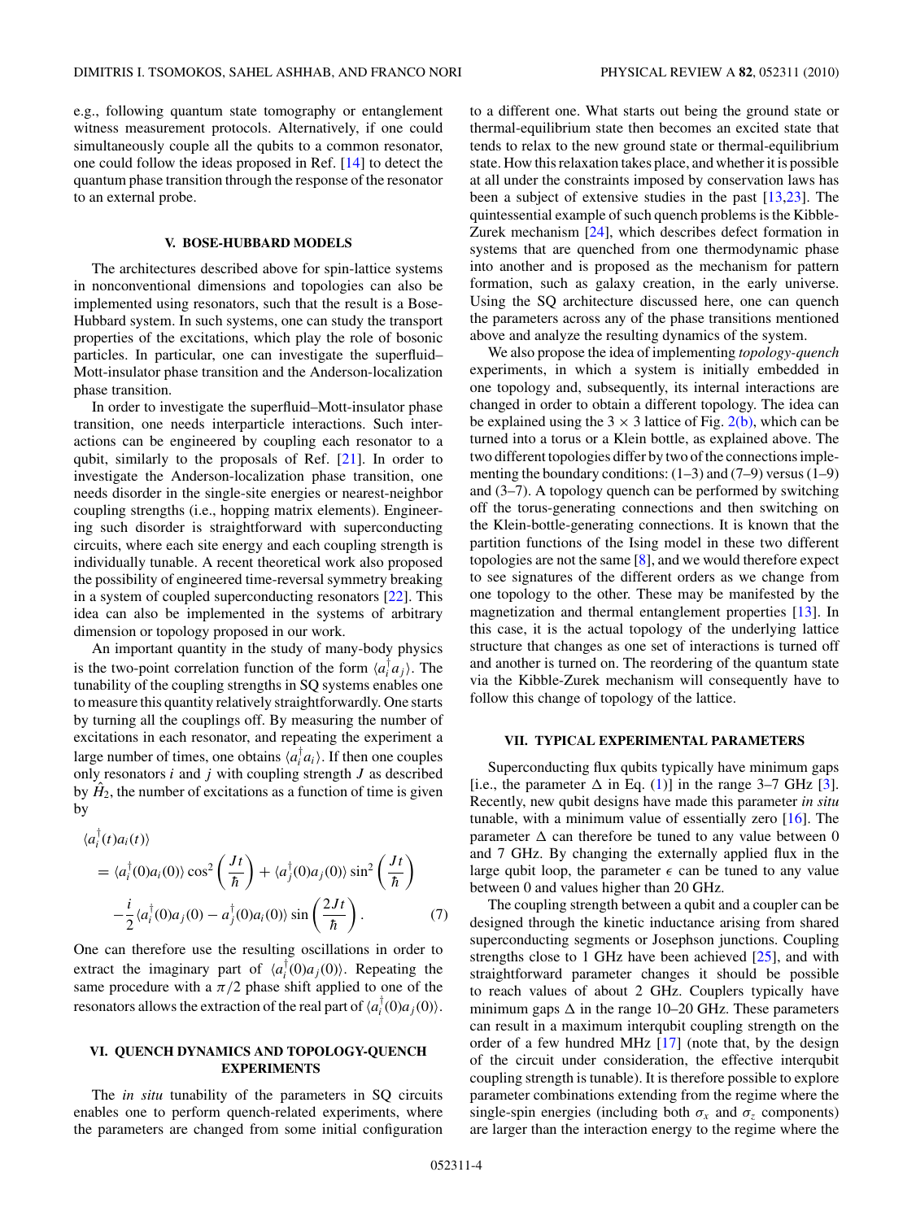e.g., following quantum state tomography or entanglement witness measurement protocols. Alternatively, if one could simultaneously couple all the qubits to a common resonator, one could follow the ideas proposed in Ref. [14] to detect the quantum phase transition through the response of the resonator to an external probe.

## V. BOSE-HUBBARD MODELS

The architectures described above for spin-lattice systems in nonconventional dimensions and topologies can also be implemented using resonators, such that the result is a Bose-Hubbard system. In such systems, one can study the transport properties of the excitations, which play the role of bosonic particles. In particular, one can investigate the superfluid–Mott-insulator phase transition and the Anderson-localization phase transition.

In order to investigate the superfluid–Mott-insulator phase transition, one needs interparticle interactions. Such interactions can be engineered by coupling each resonator to a qubit, similarly to the proposals of Ref. [21]. In order to investigate the Anderson-localization phase transition, one needs disorder in the single-site energies or nearest-neighbor coupling strengths (i.e., hopping matrix elements). Engineering such disorder is straightforward with superconducting circuits, where each site energy and each coupling strength is individually tunable. A recent theoretical work also proposed the possibility of engineered time-reversal symmetry breaking in a system of coupled superconducting resonators [22]. This idea can also be implemented in the systems of arbitrary dimension or topology proposed in our work.

An important quantity in the study of many-body physics is the two-point correlation function of the form $\langle a_i^\dagger a_j \rangle$. The tunability of the coupling strengths in SQ systems enables one to measure this quantity relatively straightforwardly. One starts by turning all the couplings off. By measuring the number of excitations in each resonator, and repeating the experiment a large number of times, one obtains $\langle a_i^\dagger a_i \rangle$. If then one couples only resonators $i$ and $j$ with coupling strength $J$ as described by $\hat{H}_2$, the number of excitations as a function of time is given by

$$
\begin{aligned}
&\langle a_i^\dagger(t) a_i(t) \rangle \\
&= \langle a_i^\dagger(0) a_i(0) \rangle \cos^2\left(\frac{Jt}{\hbar}\right) + \langle a_j^\dagger(0) a_j(0) \rangle \sin^2\left(\frac{Jt}{\hbar}\right) \\
&\quad - \frac{i}{2} \langle a_i^\dagger(0) a_j(0) - a_j^\dagger(0) a_i(0) \rangle \sin\left(\frac{2Jt}{\hbar}\right). \qquad (7)
\end{aligned}
$$

One can therefore use the resulting oscillations in order to extract the imaginary part of $\langle a_i^\dagger(0) a_j(0) \rangle$. Repeating the same procedure with a $\pi/2$ phase shift applied to one of the resonators allows the extraction of the real part of $\langle a_i^\dagger(0) a_j(0) \rangle$.

## VI. QUENCH DYNAMICS AND TOPOLOGY-QUENCH EXPERIMENTS

The *in situ* tunability of the parameters in SQ circuits enables one to perform quench-related experiments, where the parameters are changed from some initial configuration to a different one. What starts out being the ground state or thermal-equilibrium state then becomes an excited state that tends to relax to the new ground state or thermal-equilibrium state. How this relaxation takes place, and whether it is possible at all under the constraints imposed by conservation laws has been a subject of extensive studies in the past [13,23]. The quintessential example of such quench problems is the Kibble-Zurek mechanism [24], which describes defect formation in systems that are quenched from one thermodynamic phase into another and is proposed as the mechanism for pattern formation, such as galaxy creation, in the early universe. Using the SQ architecture discussed here, one can quench the parameters across any of the phase transitions mentioned above and analyze the resulting dynamics of the system.

We also propose the idea of implementing *topology-quench* experiments, in which a system is initially embedded in one topology and, subsequently, its internal interactions are changed in order to obtain a different topology. The idea can be explained using the $3 \times 3$ lattice of Fig. 2(b), which can be turned into a torus or a Klein bottle, as explained above. The two different topologies differ by two of the connections implementing the boundary conditions: (1–3) and (7–9) versus (1–9) and (3–7). A topology quench can be performed by switching off the torus-generating connections and then switching on the Klein-bottle-generating connections. It is known that the partition functions of the Ising model in these two different topologies are not the same [8], and we would therefore expect to see signatures of the different orders as we change from one topology to the other. These may be manifested by the magnetization and thermal entanglement properties [13]. In this case, it is the actual topology of the underlying lattice structure that changes as one set of interactions is turned off and another is turned on. The reordering of the quantum state via the Kibble-Zurek mechanism will consequently have to follow this change of topology of the lattice.

## VII. TYPICAL EXPERIMENTAL PARAMETERS

Superconducting flux qubits typically have minimum gaps [i.e., the parameter $\Delta$ in Eq. (1)] in the range 3–7 GHz [3]. Recently, new qubit designs have made this parameter *in situ* tunable, with a minimum value of essentially zero [16]. The parameter $\Delta$ can therefore be tuned to any value between 0 and 7 GHz. By changing the externally applied flux in the large qubit loop, the parameter $\epsilon$ can be tuned to any value between 0 and values higher than 20 GHz.

The coupling strength between a qubit and a coupler can be designed through the kinetic inductance arising from shared superconducting segments or Josephson junctions. Coupling strengths close to 1 GHz have been achieved [25], and with straightforward parameter changes it should be possible to reach values of about 2 GHz. Couplers typically have minimum gaps $\Delta$ in the range 10–20 GHz. These parameters can result in a maximum interqubit coupling strength on the order of a few hundred MHz [17] (note that, by the design of the circuit under consideration, the effective interqubit coupling strength is tunable). It is therefore possible to explore parameter combinations extending from the regime where the single-spin energies (including both $\sigma_x$ and $\sigma_z$ components) are larger than the interaction energy to the regime where the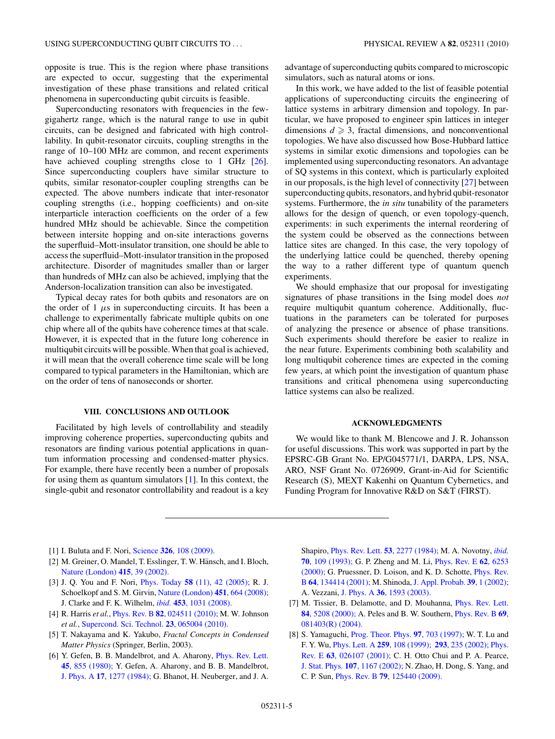opposite is true. This is the region where phase transitions are expected to occur, suggesting that the experimental investigation of these phase transitions and related critical phenomena in superconducting qubit circuits is feasible.

Superconducting resonators with frequencies in the few-gigahertz range, which is the natural range to use in qubit circuits, can be designed and fabricated with high controllability. In qubit-resonator circuits, coupling strengths in the range of 10–100 MHz are common, and recent experiments have achieved coupling strengths close to 1 GHz [26]. Since superconducting couplers have similar structure to qubits, similar resonator-coupler coupling strengths can be expected. The above numbers indicate that inter-resonator coupling strengths (i.e., hopping coefficients) and on-site interparticle interaction coefficients on the order of a few hundred MHz should be achievable. Since the competition between intersite hopping and on-site interactions governs the superfluid–Mott-insulator transition, one should be able to access the superfluid–Mott-insulator transition in the proposed architecture. Disorder of magnitudes smaller than or larger than hundreds of MHz can also be achieved, implying that the Anderson-localization transition can also be investigated.

Typical decay rates for both qubits and resonators are on the order of 1 $\mu$s in superconducting circuits. It has been a challenge to experimentally fabricate multiple qubits on one chip where all of the qubits have coherence times at that scale. However, it is expected that in the future long coherence in multiqubit circuits will be possible. When that goal is achieved, it will mean that the overall coherence time scale will be long compared to typical parameters in the Hamiltonian, which are on the order of tens of nanoseconds or shorter.

## VIII. CONCLUSIONS AND OUTLOOK

Facilitated by high levels of controllability and steadily improving coherence properties, superconducting qubits and resonators are finding various potential applications in quantum information processing and condensed-matter physics. For example, there have recently been a number of proposals for using them as quantum simulators [1]. In this context, the single-qubit and resonator controllability and readout is a key advantage of superconducting qubits compared to microscopic simulators, such as natural atoms or ions.

In this work, we have added to the list of feasible potential applications of superconducting circuits the engineering of lattice systems in arbitrary dimension and topology. In particular, we have proposed to engineer spin lattices in integer dimensions $d \geqslant 3$, fractal dimensions, and nonconventional topologies. We have also discussed how Bose-Hubbard lattice systems in similar exotic dimensions and topologies can be implemented using superconducting resonators. An advantage of SQ systems in this context, which is particularly exploited in our proposals, is the high level of connectivity [27] between superconducting qubits, resonators, and hybrid qubit-resonator systems. Furthermore, the *in situ* tunability of the parameters allows for the design of quench, or even topology-quench, experiments: in such experiments the internal reordering of the system could be observed as the connections between lattice sites are changed. In this case, the very topology of the underlying lattice could be quenched, thereby opening the way to a rather different type of quantum quench experiments.

We should emphasize that our proposal for investigating signatures of phase transitions in the Ising model does *not* require multiqubit quantum coherence. Additionally, fluctuations in the parameters can be tolerated for purposes of analyzing the presence or absence of phase transitions. Such experiments should therefore be easier to realize in the near future. Experiments combining both scalability and long multiqubit coherence times are expected in the coming few years, at which point the investigation of quantum phase transitions and critical phenomena using superconducting lattice systems can also be realized.

## ACKNOWLEDGMENTS

We would like to thank M. Blencowe and J. R. Johansson for useful discussions. This work was supported in part by the EPSRC-GB Grant No. EP/G045771/1, DARPA, LPS, NSA, ARO, NSF Grant No. 0726909, Grant-in-Aid for Scientific Research (S), MEXT Kakenhi on Quantum Cybernetics, and Funding Program for Innovative R&D on S&T (FIRST).

---

[1] I. Buluta and F. Nori, Science **326**, 108 (2009).

[2] M. Greiner, O. Mandel, T. Esslinger, T. W. Hänsch, and I. Bloch, Nature (London) **415**, 39 (2002).

[3] J. Q. You and F. Nori, Phys. Today **58** (11), 42 (2005); R. J. Schoelkopf and S. M. Girvin, Nature (London) **451**, 664 (2008); J. Clarke and F. K. Wilhelm, *ibid.* **453**, 1031 (2008).

[4] R. Harris *et al.*, Phys. Rev. B **82**, 024511 (2010); M. W. Johnson *et al.*, Supercond. Sci. Technol. **23**, 065004 (2010).

[5] T. Nakayama and K. Yakubo, *Fractal Concepts in Condensed Matter Physics* (Springer, Berlin, 2003).

[6] Y. Gefen, B. B. Mandelbrot, and A. Aharony, Phys. Rev. Lett. **45**, 855 (1980); Y. Gefen, A. Aharony, and B. B. Mandelbrot, J. Phys. A **17**, 1277 (1984); G. Bhanot, H. Neuberger, and J. A. Shapiro, Phys. Rev. Lett. **53**, 2277 (1984); M. A. Novotny, *ibid.* **70**, 109 (1993); G. P. Zheng and M. Li, Phys. Rev. E **62**, 6253 (2000); G. Pruessner, D. Loison, and K. D. Schotte, Phys. Rev. B **64**, 134414 (2001); M. Shinoda, J. Appl. Probab. **39**, 1 (2002); A. Vezzani, J. Phys. A **36**, 1593 (2003).

[7] M. Tissier, B. Delamotte, and D. Mouhanna, Phys. Rev. Lett. **84**, 5208 (2000); A. Peles and B. W. Southern, Phys. Rev. B **69**, 081403(R) (2004).

[8] S. Yamaguchi, Prog. Theor. Phys. **97**, 703 (1997); W. T. Lu and F. Y. Wu, Phys. Lett. A **259**, 108 (1999); **293**, 235 (2002); Phys. Rev. E **63**, 026107 (2001); C. H. Otto Chui and P. A. Pearce, J. Stat. Phys. **107**, 1167 (2002); N. Zhao, H. Dong, S. Yang, and C. P. Sun, Phys. Rev. B **79**, 125440 (2009).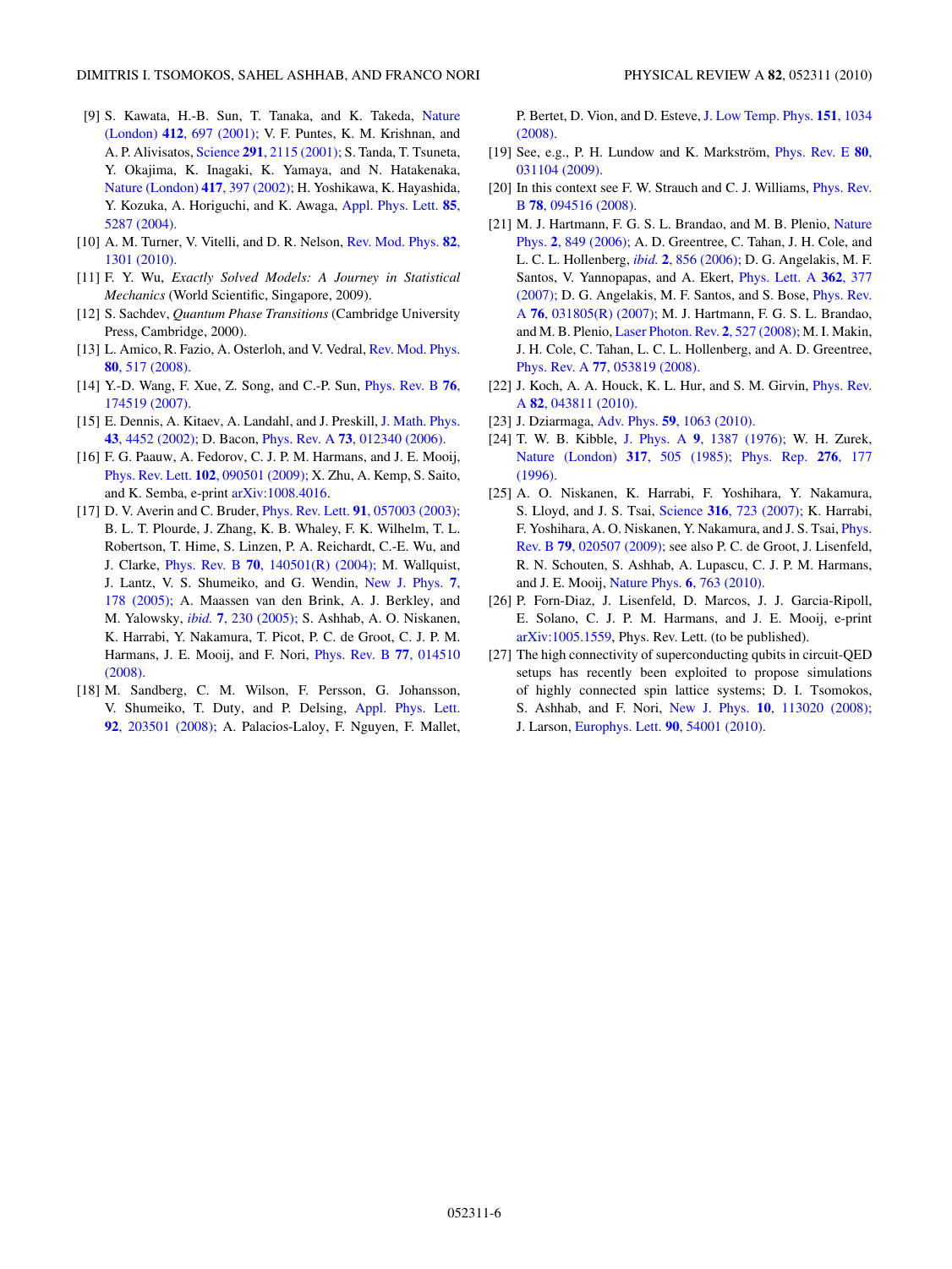[9] S. Kawata, H.-B. Sun, T. Tanaka, and K. Takeda, Nature (London) **412**, 697 (2001); V. F. Puntes, K. M. Krishnan, and A. P. Alivisatos, Science **291**, 2115 (2001); S. Tanda, T. Tsuneta, Y. Okajima, K. Inagaki, K. Yamaya, and N. Hatakenaka, Nature (London) **417**, 397 (2002); H. Yoshikawa, K. Hayashida, Y. Kozuka, A. Horiguchi, and K. Awaga, Appl. Phys. Lett. **85**, 5287 (2004).

[10] A. M. Turner, V. Vitelli, and D. R. Nelson, Rev. Mod. Phys. **82**, 1301 (2010).

[11] F. Y. Wu, *Exactly Solved Models: A Journey in Statistical Mechanics* (World Scientific, Singapore, 2009).

[12] S. Sachdev, *Quantum Phase Transitions* (Cambridge University Press, Cambridge, 2000).

[13] L. Amico, R. Fazio, A. Osterloh, and V. Vedral, Rev. Mod. Phys. **80**, 517 (2008).

[14] Y.-D. Wang, F. Xue, Z. Song, and C.-P. Sun, Phys. Rev. B **76**, 174519 (2007).

[15] E. Dennis, A. Kitaev, A. Landahl, and J. Preskill, J. Math. Phys. **43**, 4452 (2002); D. Bacon, Phys. Rev. A **73**, 012340 (2006).

[16] F. G. Paauw, A. Fedorov, C. J. P. M. Harmans, and J. E. Mooij, Phys. Rev. Lett. **102**, 090501 (2009); X. Zhu, A. Kemp, S. Saito, and K. Semba, e-print arXiv:1008.4016.

[17] D. V. Averin and C. Bruder, Phys. Rev. Lett. **91**, 057003 (2003); B. L. T. Plourde, J. Zhang, K. B. Whaley, F. K. Wilhelm, T. L. Robertson, T. Hime, S. Linzen, P. A. Reichardt, C.-E. Wu, and J. Clarke, Phys. Rev. B **70**, 140501(R) (2004); M. Wallquist, J. Lantz, V. S. Shumeiko, and G. Wendin, New J. Phys. **7**, 178 (2005); A. Maassen van den Brink, A. J. Berkley, and M. Yalowsky, *ibid.* **7**, 230 (2005); S. Ashhab, A. O. Niskanen, K. Harrabi, Y. Nakamura, T. Picot, P. C. de Groot, C. J. P. M. Harmans, J. E. Mooij, and F. Nori, Phys. Rev. B **77**, 014510 (2008).

[18] M. Sandberg, C. M. Wilson, F. Persson, G. Johansson, V. Shumeiko, T. Duty, and P. Delsing, Appl. Phys. Lett. **92**, 203501 (2008); A. Palacios-Laloy, F. Nguyen, F. Mallet, P. Bertet, D. Vion, and D. Esteve, J. Low Temp. Phys. **151**, 1034 (2008).

[19] See, e.g., P. H. Lundow and K. Markström, Phys. Rev. E **80**, 031104 (2009).

[20] In this context see F. W. Strauch and C. J. Williams, Phys. Rev. B **78**, 094516 (2008).

[21] M. J. Hartmann, F. G. S. L. Brandao, and M. B. Plenio, Nature Phys. **2**, 849 (2006); A. D. Greentree, C. Tahan, J. H. Cole, and L. C. L. Hollenberg, *ibid.* **2**, 856 (2006); D. G. Angelakis, M. F. Santos, V. Yannopapas, and A. Ekert, Phys. Lett. A **362**, 377 (2007); D. G. Angelakis, M. F. Santos, and S. Bose, Phys. Rev. A **76**, 031805(R) (2007); M. J. Hartmann, F. G. S. L. Brandao, and M. B. Plenio, Laser Photon. Rev. **2**, 527 (2008); M. I. Makin, J. H. Cole, C. Tahan, L. C. L. Hollenberg, and A. D. Greentree, Phys. Rev. A **77**, 053819 (2008).

[22] J. Koch, A. A. Houck, K. L. Hur, and S. M. Girvin, Phys. Rev. A **82**, 043811 (2010).

[23] J. Dziarmaga, Adv. Phys. **59**, 1063 (2010).

[24] T. W. B. Kibble, J. Phys. A **9**, 1387 (1976); W. H. Zurek, Nature (London) **317**, 505 (1985); Phys. Rep. **276**, 177 (1996).

[25] A. O. Niskanen, K. Harrabi, F. Yoshihara, Y. Nakamura, S. Lloyd, and J. S. Tsai, Science **316**, 723 (2007); K. Harrabi, F. Yoshihara, A. O. Niskanen, Y. Nakamura, and J. S. Tsai, Phys. Rev. B **79**, 020507 (2009); see also P. C. de Groot, J. Lisenfeld, R. N. Schouten, S. Ashhab, A. Lupascu, C. J. P. M. Harmans, and J. E. Mooij, Nature Phys. **6**, 763 (2010).

[26] P. Forn-Diaz, J. Lisenfeld, D. Marcos, J. J. Garcia-Ripoll, E. Solano, C. J. P. M. Harmans, and J. E. Mooij, e-print arXiv:1005.1559, Phys. Rev. Lett. (to be published).

[27] The high connectivity of superconducting qubits in circuit-QED setups has recently been exploited to propose simulations of highly connected spin lattice systems; D. I. Tsomokos, S. Ashhab, and F. Nori, New J. Phys. **10**, 113020 (2008); J. Larson, Europhys. Lett. **90**, 54001 (2010).